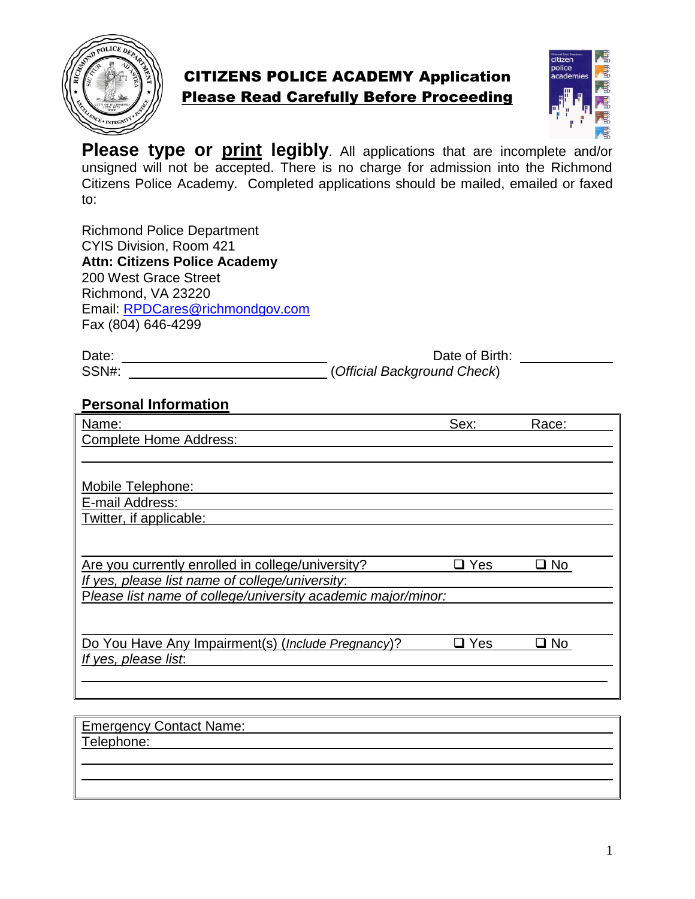# CITIZENS POLICE ACADEMY Application

## Please Read Carefully Before Proceeding

**Please type or <u>print</u> legibly**. All applications that are incomplete and/or unsigned will not be accepted. There is no charge for admission into the Richmond Citizens Police Academy. Completed applications should be mailed, emailed or faxed to:

Richmond Police Department
CYIS Division, Room 421
**Attn: Citizens Police Academy**
200 West Grace Street
Richmond, VA 23220
Email: RPDCares@richmondgov.com
Fax (804) 646-4299

Date: ______________________________ Date of Birth: ____________

SSN#: ______________________________ (*Official Background Check*)

## Personal Information

Name: ______________________________ Sex: ________ Race: ________

Complete Home Address: ______________________________

______________________________

Mobile Telephone: ______________________________

E-mail Address: ______________________________

Twitter, if applicable: ______________________________

Are you currently enrolled in college/university? ❑ Yes ❑ No

*If yes, please list name of college/university*: ______________________________

*Please list name of college/university academic major/minor:* ______________________________

Do You Have Any Impairment(s) (*Include Pregnancy*)? ❑ Yes ❑ No

*If yes, please list*: ______________________________

______________________________

Emergency Contact Name: ______________________________

Telephone: ______________________________

______________________________

______________________________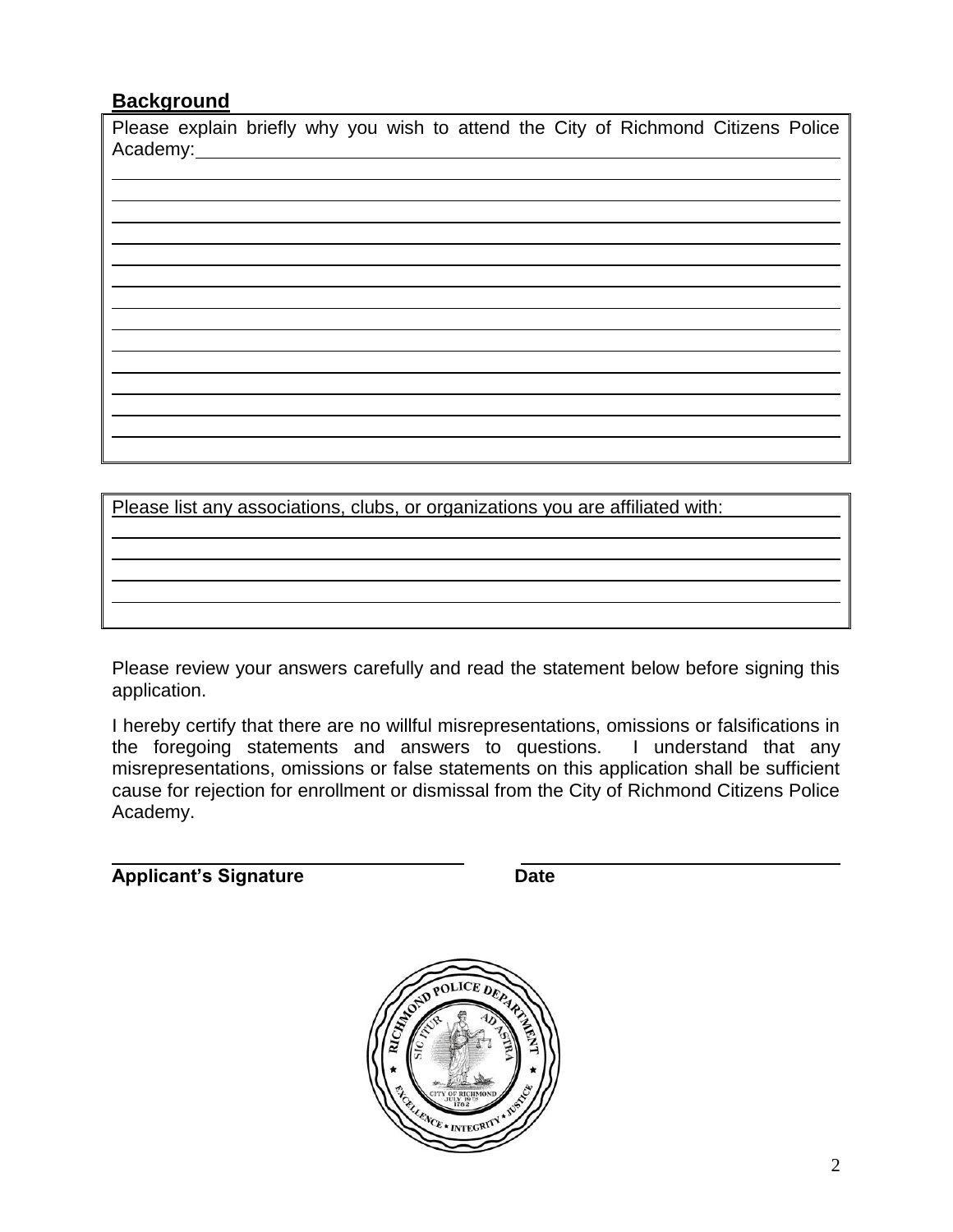## Background

Please explain briefly why you wish to attend the City of Richmond Citizens Police Academy:

Please list any associations, clubs, or organizations you are affiliated with:

Please review your answers carefully and read the statement below before signing this application.

I hereby certify that there are no willful misrepresentations, omissions or falsifications in the foregoing statements and answers to questions. I understand that any misrepresentations, omissions or false statements on this application shall be sufficient cause for rejection for enrollment or dismissal from the City of Richmond Citizens Police Academy.

**Applicant's Signature** **Date**